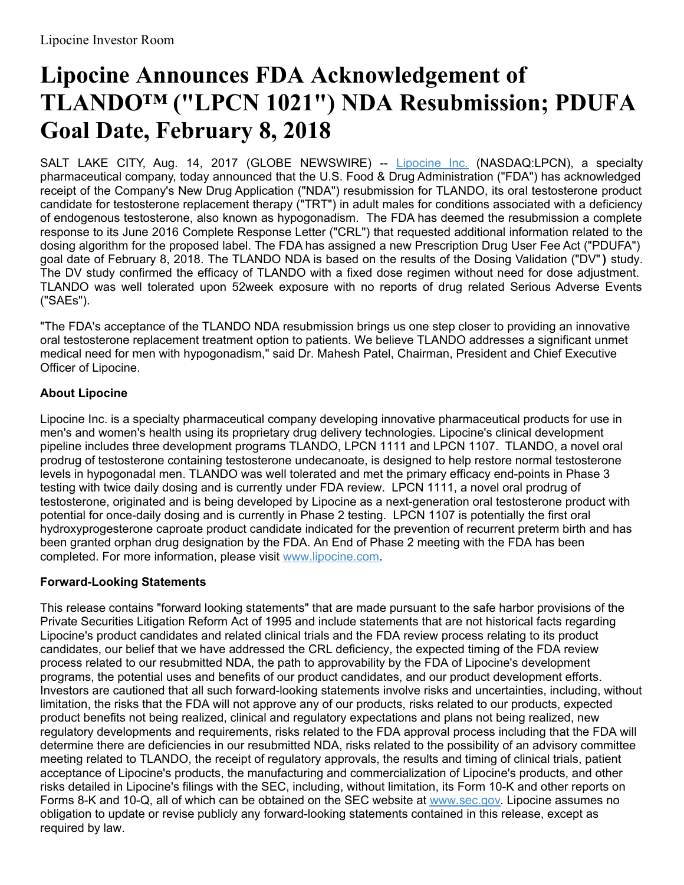Lipocine Investor Room

# Lipocine Announces FDA Acknowledgement of TLANDO™ ("LPCN 1021") NDA Resubmission; PDUFA Goal Date, February 8, 2018

SALT LAKE CITY, Aug. 14, 2017 (GLOBE NEWSWIRE) -- Lipocine Inc. (NASDAQ:LPCN), a specialty pharmaceutical company, today announced that the U.S. Food & Drug Administration ("FDA") has acknowledged receipt of the Company's New Drug Application ("NDA") resubmission for TLANDO, its oral testosterone product candidate for testosterone replacement therapy ("TRT") in adult males for conditions associated with a deficiency of endogenous testosterone, also known as hypogonadism. The FDA has deemed the resubmission a complete response to its June 2016 Complete Response Letter ("CRL") that requested additional information related to the dosing algorithm for the proposed label. The FDA has assigned a new Prescription Drug User Fee Act ("PDUFA") goal date of February 8, 2018. The TLANDO NDA is based on the results of the Dosing Validation ("DV") study. The DV study confirmed the efficacy of TLANDO with a fixed dose regimen without need for dose adjustment. TLANDO was well tolerated upon 52week exposure with no reports of drug related Serious Adverse Events ("SAEs").

"The FDA's acceptance of the TLANDO NDA resubmission brings us one step closer to providing an innovative oral testosterone replacement treatment option to patients. We believe TLANDO addresses a significant unmet medical need for men with hypogonadism," said Dr. Mahesh Patel, Chairman, President and Chief Executive Officer of Lipocine.

**About Lipocine**

Lipocine Inc. is a specialty pharmaceutical company developing innovative pharmaceutical products for use in men's and women's health using its proprietary drug delivery technologies. Lipocine's clinical development pipeline includes three development programs TLANDO, LPCN 1111 and LPCN 1107. TLANDO, a novel oral prodrug of testosterone containing testosterone undecanoate, is designed to help restore normal testosterone levels in hypogonadal men. TLANDO was well tolerated and met the primary efficacy end-points in Phase 3 testing with twice daily dosing and is currently under FDA review. LPCN 1111, a novel oral prodrug of testosterone, originated and is being developed by Lipocine as a next-generation oral testosterone product with potential for once-daily dosing and is currently in Phase 2 testing. LPCN 1107 is potentially the first oral hydroxyprogesterone caproate product candidate indicated for the prevention of recurrent preterm birth and has been granted orphan drug designation by the FDA. An End of Phase 2 meeting with the FDA has been completed. For more information, please visit www.lipocine.com.

**Forward-Looking Statements**

This release contains "forward looking statements" that are made pursuant to the safe harbor provisions of the Private Securities Litigation Reform Act of 1995 and include statements that are not historical facts regarding Lipocine's product candidates and related clinical trials and the FDA review process relating to its product candidates, our belief that we have addressed the CRL deficiency, the expected timing of the FDA review process related to our resubmitted NDA, the path to approvability by the FDA of Lipocine's development programs, the potential uses and benefits of our product candidates, and our product development efforts. Investors are cautioned that all such forward-looking statements involve risks and uncertainties, including, without limitation, the risks that the FDA will not approve any of our products, risks related to our products, expected product benefits not being realized, clinical and regulatory expectations and plans not being realized, new regulatory developments and requirements, risks related to the FDA approval process including that the FDA will determine there are deficiencies in our resubmitted NDA, risks related to the possibility of an advisory committee meeting related to TLANDO, the receipt of regulatory approvals, the results and timing of clinical trials, patient acceptance of Lipocine's products, the manufacturing and commercialization of Lipocine's products, and other risks detailed in Lipocine's filings with the SEC, including, without limitation, its Form 10-K and other reports on Forms 8-K and 10-Q, all of which can be obtained on the SEC website at www.sec.gov. Lipocine assumes no obligation to update or revise publicly any forward-looking statements contained in this release, except as required by law.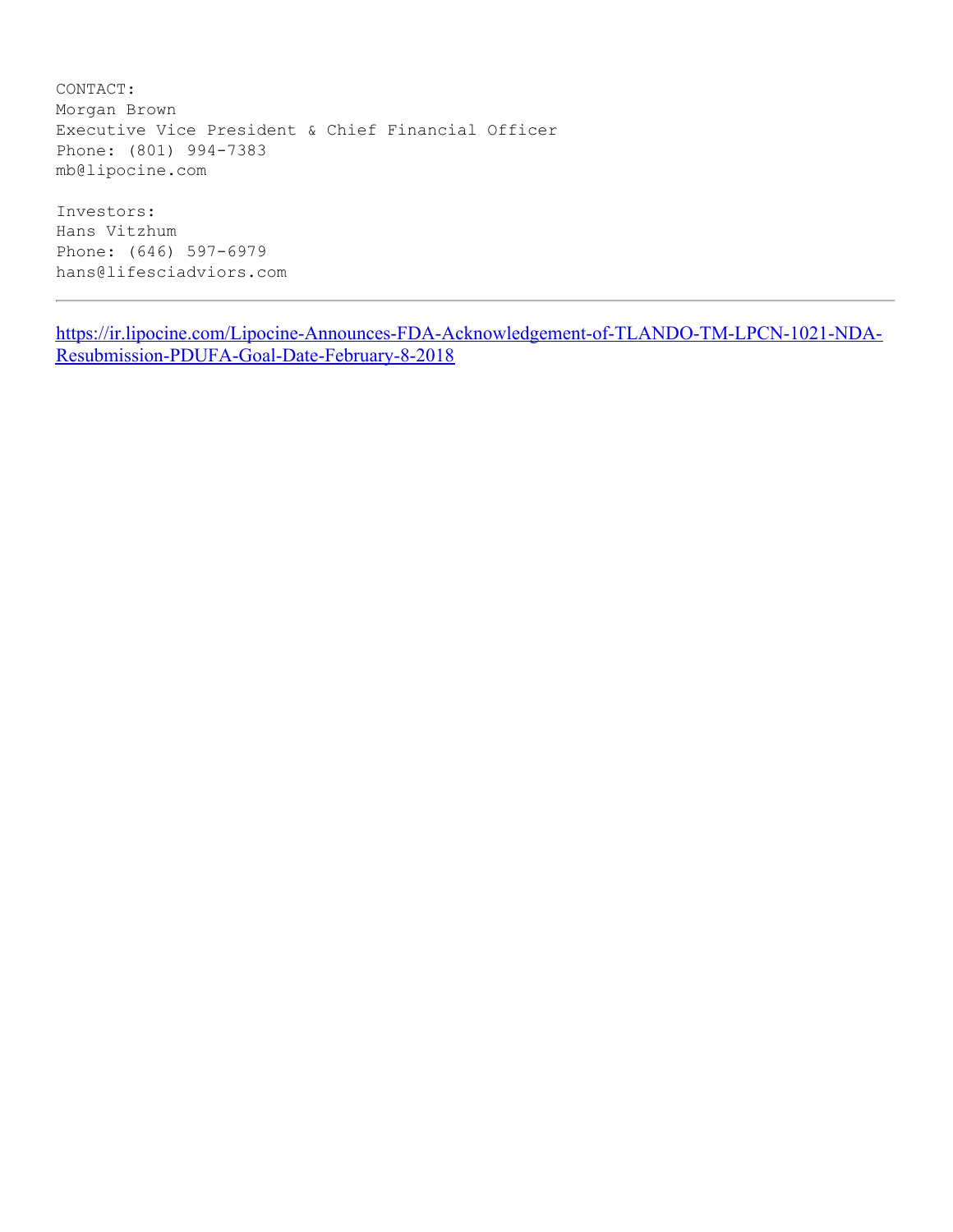CONTACT:
Morgan Brown
Executive Vice President & Chief Financial Officer
Phone: (801) 994-7383
mb@lipocine.com

Investors:
Hans Vitzhum
Phone: (646) 597-6979
hans@lifesciadviors.com

---

https://ir.lipocine.com/Lipocine-Announces-FDA-Acknowledgement-of-TLANDO-TM-LPCN-1021-NDA-Resubmission-PDUFA-Goal-Date-February-8-2018